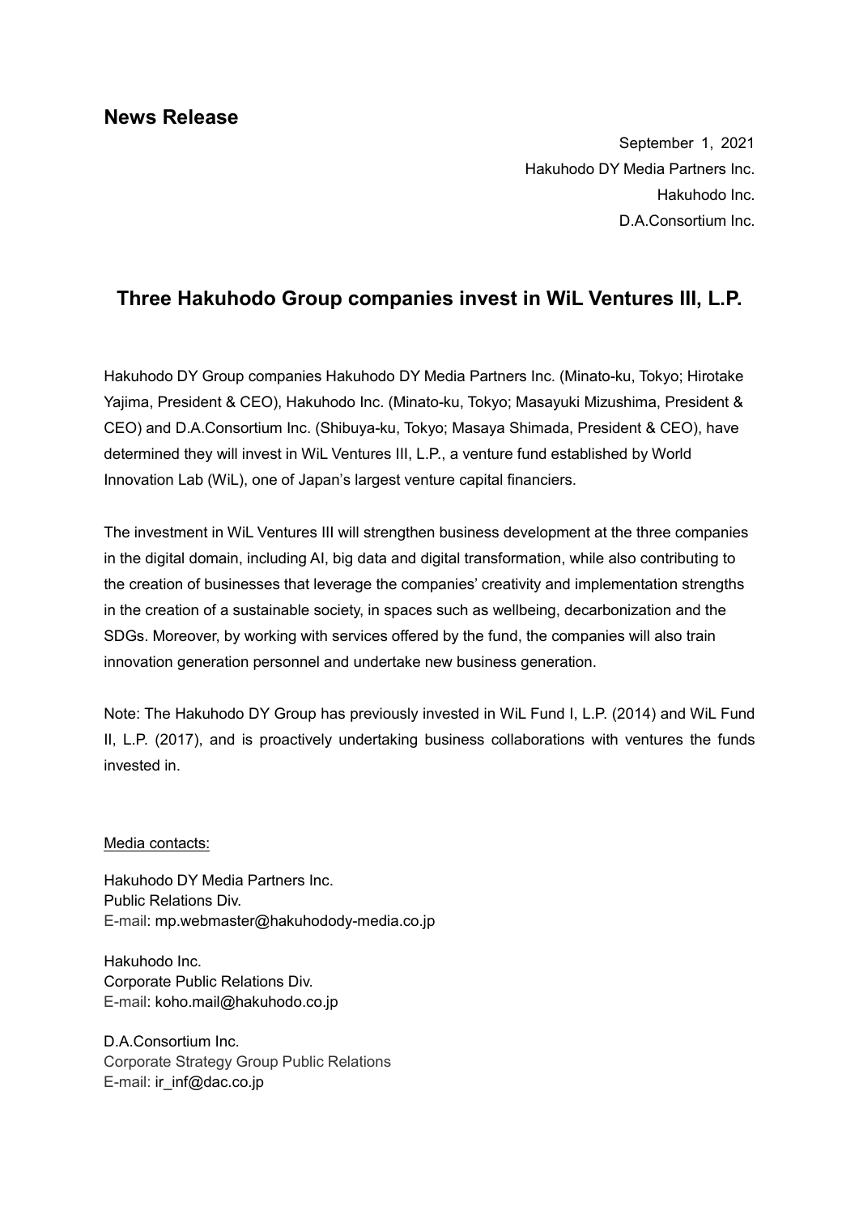## News Release

September 1, 2021
Hakuhodo DY Media Partners Inc.
Hakuhodo Inc.
D.A.Consortium Inc.

# Three Hakuhodo Group companies invest in WiL Ventures III, L.P.

Hakuhodo DY Group companies Hakuhodo DY Media Partners Inc. (Minato-ku, Tokyo; Hirotake Yajima, President & CEO), Hakuhodo Inc. (Minato-ku, Tokyo; Masayuki Mizushima, President & CEO) and D.A.Consortium Inc. (Shibuya-ku, Tokyo; Masaya Shimada, President & CEO), have determined they will invest in WiL Ventures III, L.P., a venture fund established by World Innovation Lab (WiL), one of Japan's largest venture capital financiers.

The investment in WiL Ventures III will strengthen business development at the three companies in the digital domain, including AI, big data and digital transformation, while also contributing to the creation of businesses that leverage the companies' creativity and implementation strengths in the creation of a sustainable society, in spaces such as wellbeing, decarbonization and the SDGs. Moreover, by working with services offered by the fund, the companies will also train innovation generation personnel and undertake new business generation.

Note: The Hakuhodo DY Group has previously invested in WiL Fund I, L.P. (2014) and WiL Fund II, L.P. (2017), and is proactively undertaking business collaborations with ventures the funds invested in.

Media contacts:

Hakuhodo DY Media Partners Inc.
Public Relations Div.
E-mail: mp.webmaster@hakuhodody-media.co.jp

Hakuhodo Inc.
Corporate Public Relations Div.
E-mail: koho.mail@hakuhodo.co.jp

D.A.Consortium Inc.
Corporate Strategy Group Public Relations
E-mail: ir_inf@dac.co.jp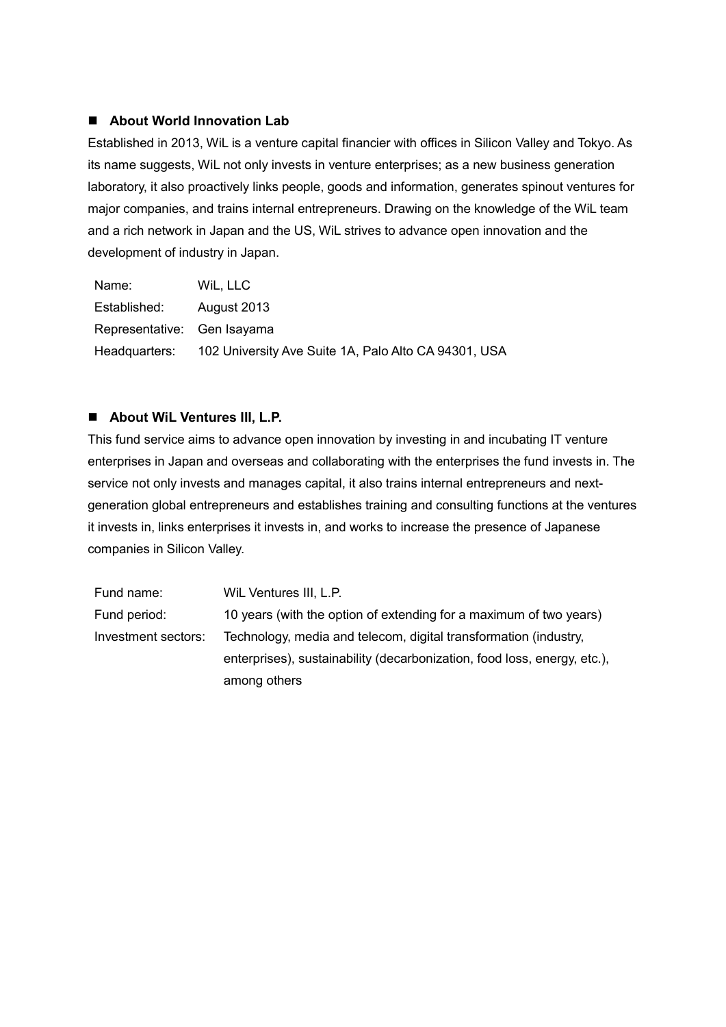## ■ About World Innovation Lab

Established in 2013, WiL is a venture capital financier with offices in Silicon Valley and Tokyo. As its name suggests, WiL not only invests in venture enterprises; as a new business generation laboratory, it also proactively links people, goods and information, generates spinout ventures for major companies, and trains internal entrepreneurs. Drawing on the knowledge of the WiL team and a rich network in Japan and the US, WiL strives to advance open innovation and the development of industry in Japan.

| | |
|---|---|
| Name: | WiL, LLC |
| Established: | August 2013 |
| Representative: | Gen Isayama |
| Headquarters: | 102 University Ave Suite 1A, Palo Alto CA 94301, USA |

## ■ About WiL Ventures III, L.P.

This fund service aims to advance open innovation by investing in and incubating IT venture enterprises in Japan and overseas and collaborating with the enterprises the fund invests in. The service not only invests and manages capital, it also trains internal entrepreneurs and next-generation global entrepreneurs and establishes training and consulting functions at the ventures it invests in, links enterprises it invests in, and works to increase the presence of Japanese companies in Silicon Valley.

| | |
|---|---|
| Fund name: | WiL Ventures III, L.P. |
| Fund period: | 10 years (with the option of extending for a maximum of two years) |
| Investment sectors: | Technology, media and telecom, digital transformation (industry, enterprises), sustainability (decarbonization, food loss, energy, etc.), among others |